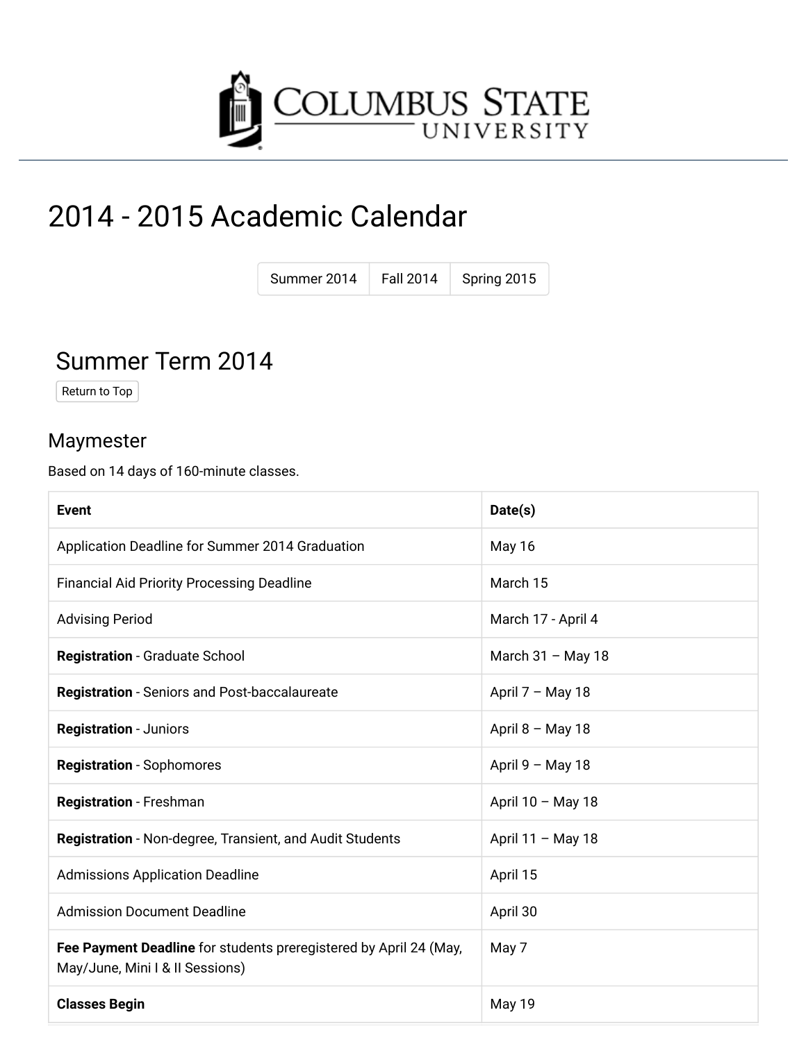COLUMBUS STATE UNIVERSITY

# 2014 - 2015 Academic Calendar

Summer 2014 | Fall 2014 | Spring 2015

## Summer Term 2014

Return to Top

### Maymester

Based on 14 days of 160-minute classes.

| Event | Date(s) |
|---|---|
| Application Deadline for Summer 2014 Graduation | May 16 |
| Financial Aid Priority Processing Deadline | March 15 |
| Advising Period | March 17 - April 4 |
| **Registration** - Graduate School | March 31 – May 18 |
| **Registration** - Seniors and Post-baccalaureate | April 7 – May 18 |
| **Registration** - Juniors | April 8 – May 18 |
| **Registration** - Sophomores | April 9 – May 18 |
| **Registration** - Freshman | April 10 – May 18 |
| **Registration** - Non-degree, Transient, and Audit Students | April 11 – May 18 |
| Admissions Application Deadline | April 15 |
| Admission Document Deadline | April 30 |
| **Fee Payment Deadline** for students preregistered by April 24 (May, May/June, Mini I & II Sessions) | May 7 |
| **Classes Begin** | May 19 |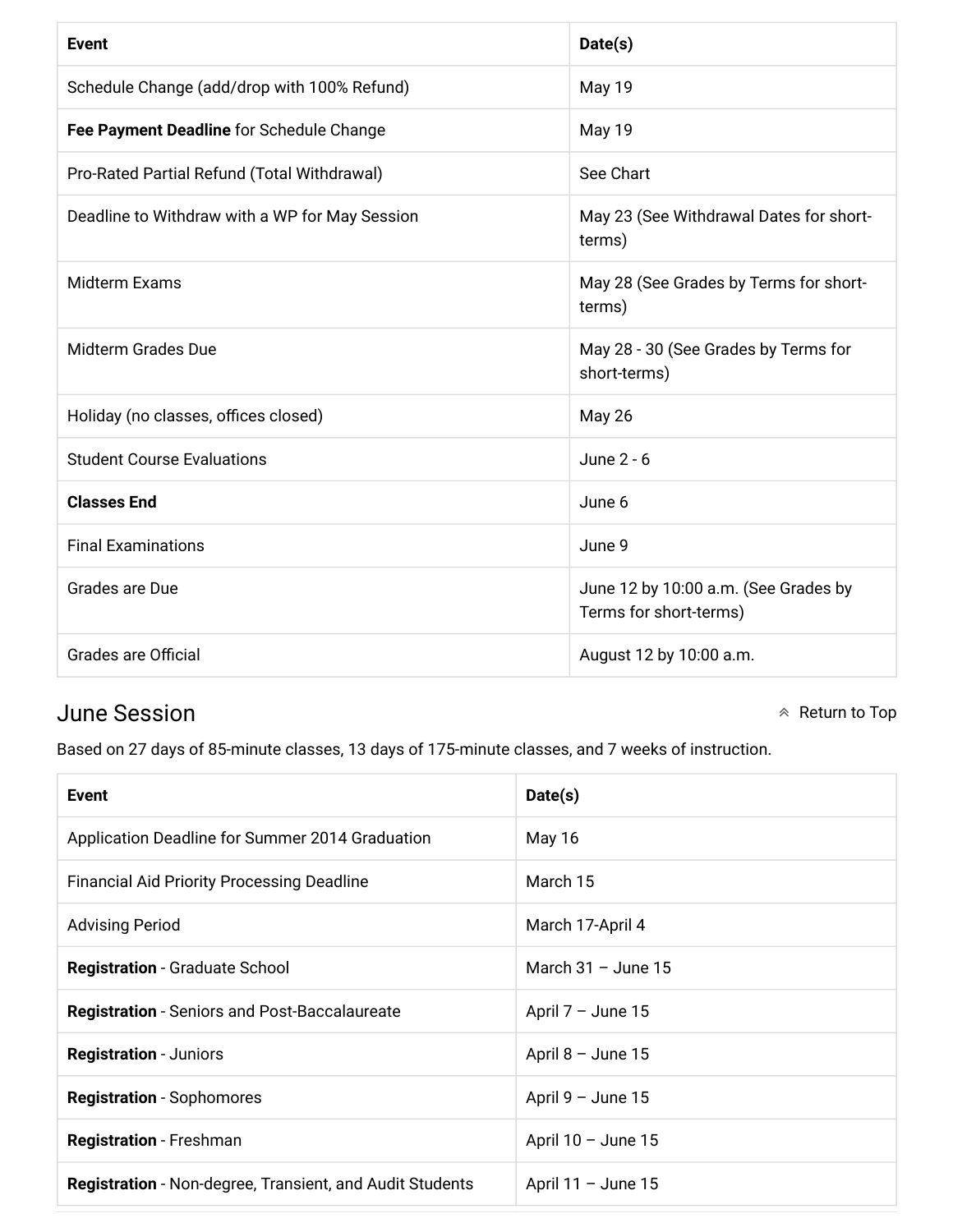| Event | Date(s) |
| --- | --- |
| Schedule Change (add/drop with 100% Refund) | May 19 |
| **Fee Payment Deadline** for Schedule Change | May 19 |
| Pro-Rated Partial Refund (Total Withdrawal) | See Chart |
| Deadline to Withdraw with a WP for May Session | May 23 (See Withdrawal Dates for short-terms) |
| Midterm Exams | May 28 (See Grades by Terms for short-terms) |
| Midterm Grades Due | May 28 - 30 (See Grades by Terms for short-terms) |
| Holiday (no classes, offices closed) | May 26 |
| Student Course Evaluations | June 2 - 6 |
| **Classes End** | June 6 |
| Final Examinations | June 9 |
| Grades are Due | June 12 by 10:00 a.m. (See Grades by Terms for short-terms) |
| Grades are Official | August 12 by 10:00 a.m. |

## June Session

Return to Top

Based on 27 days of 85-minute classes, 13 days of 175-minute classes, and 7 weeks of instruction.

| Event | Date(s) |
| --- | --- |
| Application Deadline for Summer 2014 Graduation | May 16 |
| Financial Aid Priority Processing Deadline | March 15 |
| Advising Period | March 17-April 4 |
| **Registration** - Graduate School | March 31 – June 15 |
| **Registration** - Seniors and Post-Baccalaureate | April 7 – June 15 |
| **Registration** - Juniors | April 8 – June 15 |
| **Registration** - Sophomores | April 9 – June 15 |
| **Registration** - Freshman | April 10 – June 15 |
| **Registration** - Non-degree, Transient, and Audit Students | April 11 – June 15 |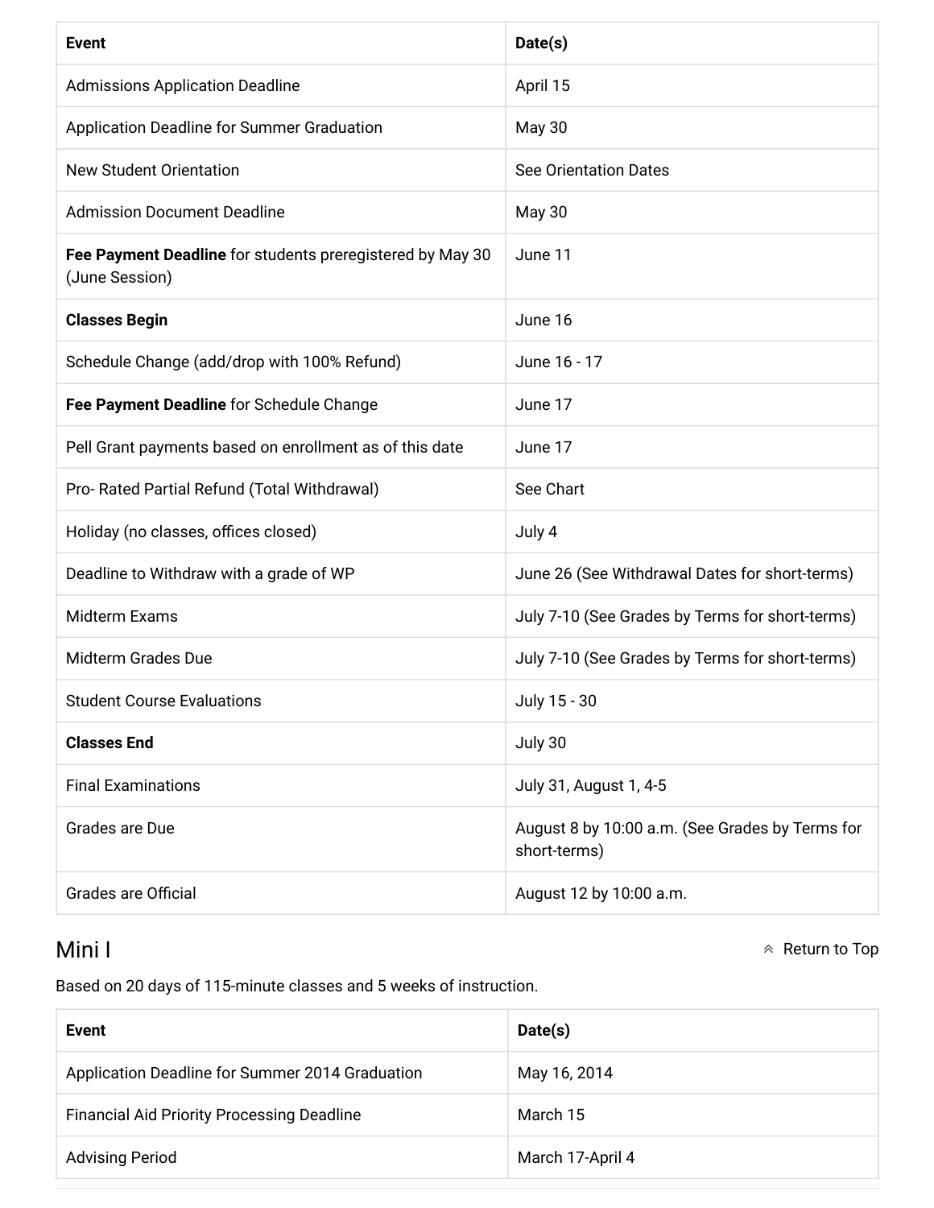| Event | Date(s) |
| --- | --- |
| Admissions Application Deadline | April 15 |
| Application Deadline for Summer Graduation | May 30 |
| New Student Orientation | See Orientation Dates |
| Admission Document Deadline | May 30 |
| **Fee Payment Deadline** for students preregistered by May 30 (June Session) | June 11 |
| **Classes Begin** | June 16 |
| Schedule Change (add/drop with 100% Refund) | June 16 - 17 |
| **Fee Payment Deadline** for Schedule Change | June 17 |
| Pell Grant payments based on enrollment as of this date | June 17 |
| Pro- Rated Partial Refund (Total Withdrawal) | See Chart |
| Holiday (no classes, offices closed) | July 4 |
| Deadline to Withdraw with a grade of WP | June 26 (See Withdrawal Dates for short-terms) |
| Midterm Exams | July 7-10 (See Grades by Terms for short-terms) |
| Midterm Grades Due | July 7-10 (See Grades by Terms for short-terms) |
| Student Course Evaluations | July 15 - 30 |
| **Classes End** | July 30 |
| Final Examinations | July 31, August 1, 4-5 |
| Grades are Due | August 8 by 10:00 a.m. (See Grades by Terms for short-terms) |
| Grades are Official | August 12 by 10:00 a.m. |

## Mini I

Return to Top

Based on 20 days of 115-minute classes and 5 weeks of instruction.

| Event | Date(s) |
| --- | --- |
| Application Deadline for Summer 2014 Graduation | May 16, 2014 |
| Financial Aid Priority Processing Deadline | March 15 |
| Advising Period | March 17-April 4 |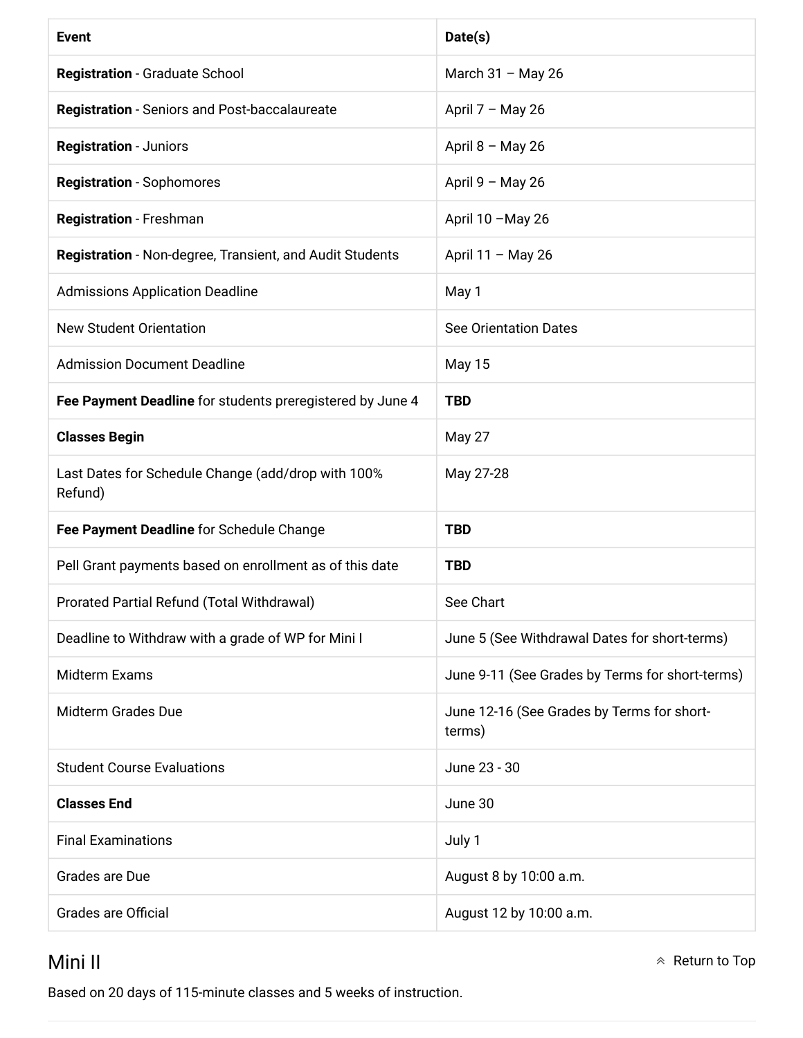| Event | Date(s) |
| --- | --- |
| **Registration** - Graduate School | March 31 – May 26 |
| **Registration** - Seniors and Post-baccalaureate | April 7 – May 26 |
| **Registration** - Juniors | April 8 – May 26 |
| **Registration** - Sophomores | April 9 – May 26 |
| **Registration** - Freshman | April 10 –May 26 |
| **Registration** - Non-degree, Transient, and Audit Students | April 11 – May 26 |
| Admissions Application Deadline | May 1 |
| New Student Orientation | See Orientation Dates |
| Admission Document Deadline | May 15 |
| **Fee Payment Deadline** for students preregistered by June 4 | **TBD** |
| **Classes Begin** | May 27 |
| Last Dates for Schedule Change (add/drop with 100% Refund) | May 27-28 |
| **Fee Payment Deadline** for Schedule Change | **TBD** |
| Pell Grant payments based on enrollment as of this date | **TBD** |
| Prorated Partial Refund (Total Withdrawal) | See Chart |
| Deadline to Withdraw with a grade of WP for Mini I | June 5 (See Withdrawal Dates for short-terms) |
| Midterm Exams | June 9-11 (See Grades by Terms for short-terms) |
| Midterm Grades Due | June 12-16 (See Grades by Terms for short-terms) |
| Student Course Evaluations | June 23 - 30 |
| **Classes End** | June 30 |
| Final Examinations | July 1 |
| Grades are Due | August 8 by 10:00 a.m. |
| Grades are Official | August 12 by 10:00 a.m. |

## Mini II

Return to Top

Based on 20 days of 115-minute classes and 5 weeks of instruction.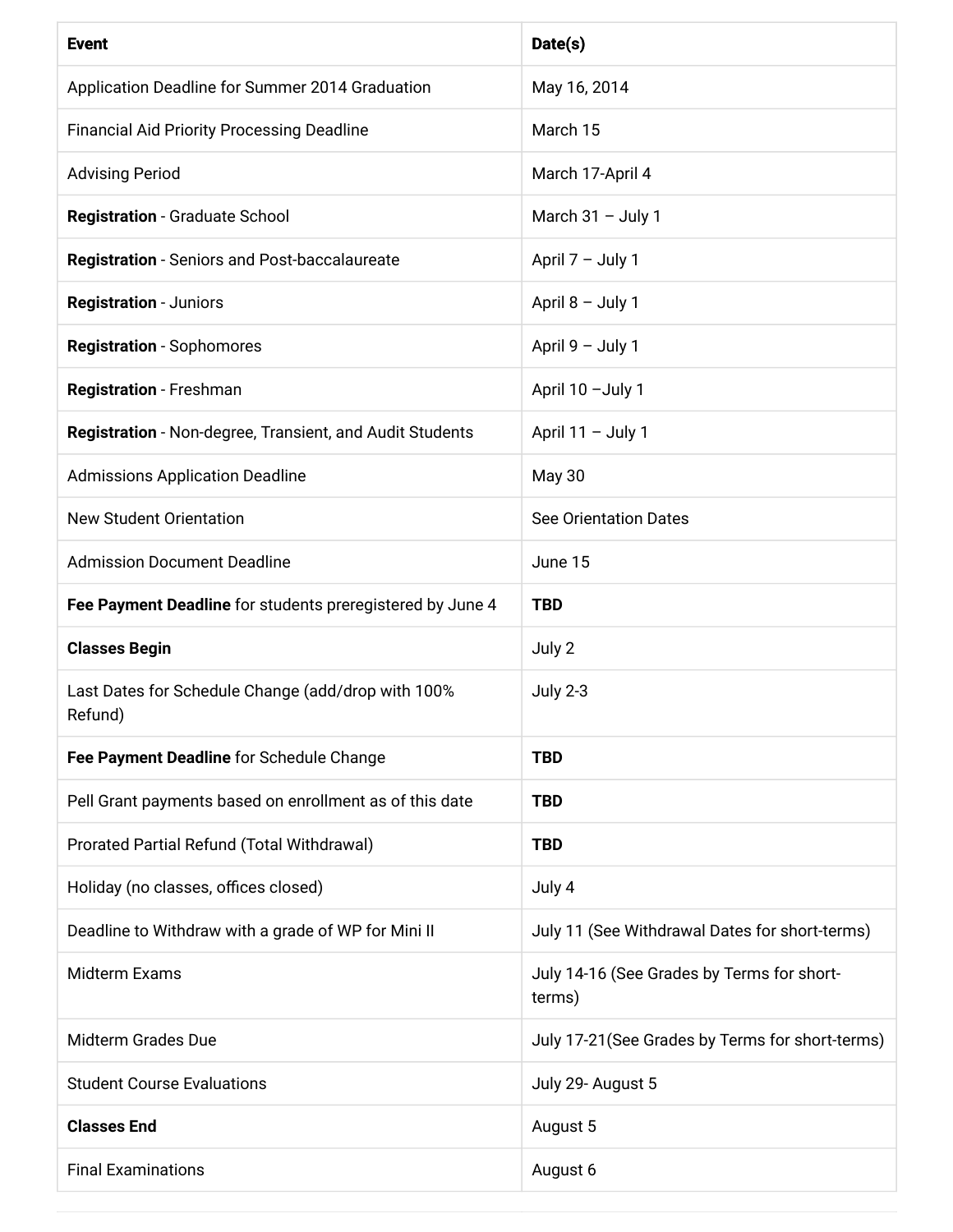| **Event** | **Date(s)** |
| --- | --- |
| Application Deadline for Summer 2014 Graduation | May 16, 2014 |
| Financial Aid Priority Processing Deadline | March 15 |
| Advising Period | March 17-April 4 |
| **Registration** - Graduate School | March 31 – July 1 |
| **Registration** - Seniors and Post-baccalaureate | April 7 – July 1 |
| **Registration** - Juniors | April 8 – July 1 |
| **Registration** - Sophomores | April 9 – July 1 |
| **Registration** - Freshman | April 10 –July 1 |
| **Registration** - Non-degree, Transient, and Audit Students | April 11 – July 1 |
| Admissions Application Deadline | May 30 |
| New Student Orientation | See Orientation Dates |
| Admission Document Deadline | June 15 |
| **Fee Payment Deadline** for students preregistered by June 4 | **TBD** |
| **Classes Begin** | July 2 |
| Last Dates for Schedule Change (add/drop with 100% Refund) | July 2-3 |
| **Fee Payment Deadline** for Schedule Change | **TBD** |
| Pell Grant payments based on enrollment as of this date | **TBD** |
| Prorated Partial Refund (Total Withdrawal) | **TBD** |
| Holiday (no classes, offices closed) | July 4 |
| Deadline to Withdraw with a grade of WP for Mini II | July 11 (See Withdrawal Dates for short-terms) |
| Midterm Exams | July 14-16 (See Grades by Terms for short-terms) |
| Midterm Grades Due | July 17-21(See Grades by Terms for short-terms) |
| Student Course Evaluations | July 29- August 5 |
| **Classes End** | August 5 |
| Final Examinations | August 6 |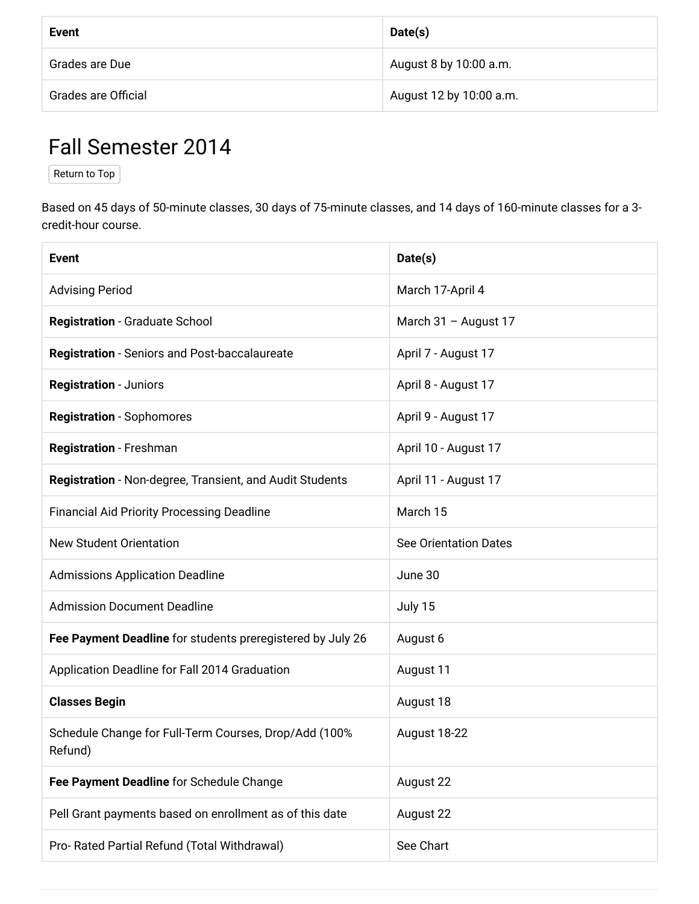| Event | Date(s) |
| --- | --- |
| Grades are Due | August 8 by 10:00 a.m. |
| Grades are Official | August 12 by 10:00 a.m. |

## Fall Semester 2014

Return to Top

Based on 45 days of 50-minute classes, 30 days of 75-minute classes, and 14 days of 160-minute classes for a 3-credit-hour course.

| Event | Date(s) |
| --- | --- |
| Advising Period | March 17-April 4 |
| **Registration** - Graduate School | March 31 – August 17 |
| **Registration** - Seniors and Post-baccalaureate | April 7 - August 17 |
| **Registration** - Juniors | April 8 - August 17 |
| **Registration** - Sophomores | April 9 - August 17 |
| **Registration** - Freshman | April 10 - August 17 |
| **Registration** - Non-degree, Transient, and Audit Students | April 11 - August 17 |
| Financial Aid Priority Processing Deadline | March 15 |
| New Student Orientation | See Orientation Dates |
| Admissions Application Deadline | June 30 |
| Admission Document Deadline | July 15 |
| **Fee Payment Deadline** for students preregistered by July 26 | August 6 |
| Application Deadline for Fall 2014 Graduation | August 11 |
| **Classes Begin** | August 18 |
| Schedule Change for Full-Term Courses, Drop/Add (100% Refund) | August 18-22 |
| **Fee Payment Deadline** for Schedule Change | August 22 |
| Pell Grant payments based on enrollment as of this date | August 22 |
| Pro- Rated Partial Refund (Total Withdrawal) | See Chart |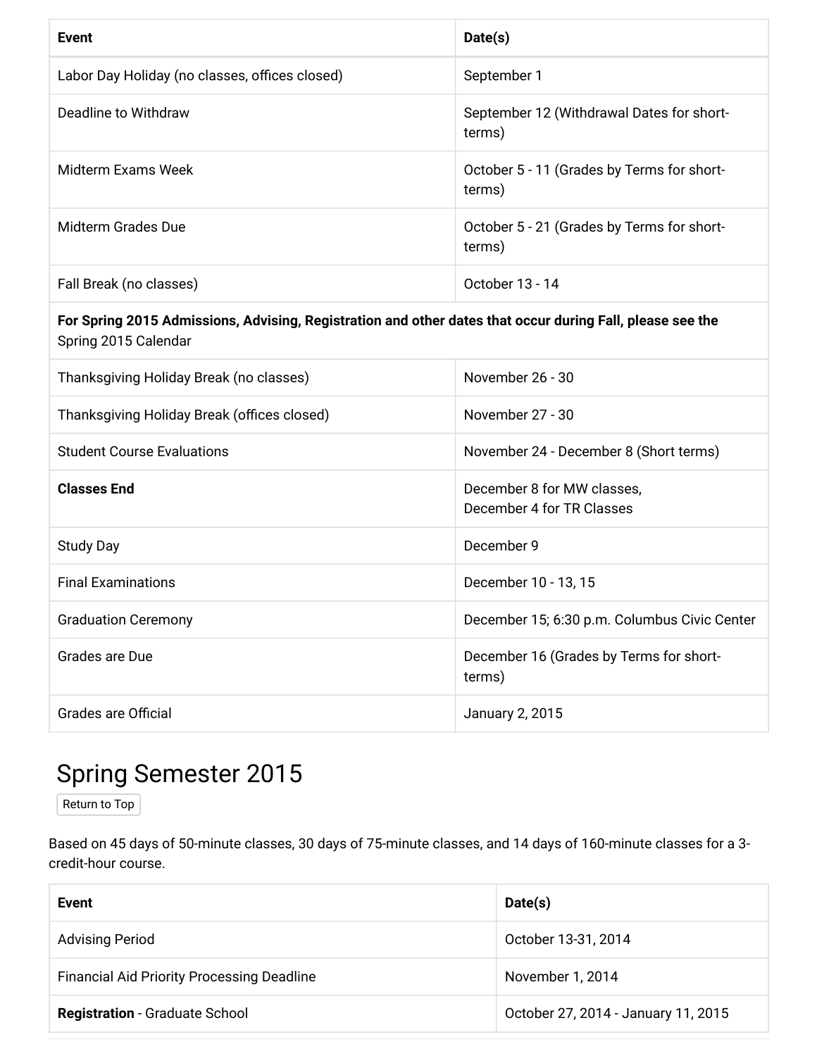| Event | Date(s) |
| --- | --- |
| Labor Day Holiday (no classes, offices closed) | September 1 |
| Deadline to Withdraw | September 12 (Withdrawal Dates for short-terms) |
| Midterm Exams Week | October 5 - 11 (Grades by Terms for short-terms) |
| Midterm Grades Due | October 5 - 21 (Grades by Terms for short-terms) |
| Fall Break (no classes) | October 13 - 14 |
| **For Spring 2015 Admissions, Advising, Registration and other dates that occur during Fall, please see the** Spring 2015 Calendar | |
| Thanksgiving Holiday Break (no classes) | November 26 - 30 |
| Thanksgiving Holiday Break (offices closed) | November 27 - 30 |
| Student Course Evaluations | November 24 - December 8 (Short terms) |
| **Classes End** | December 8 for MW classes, December 4 for TR Classes |
| Study Day | December 9 |
| Final Examinations | December 10 - 13, 15 |
| Graduation Ceremony | December 15; 6:30 p.m. Columbus Civic Center |
| Grades are Due | December 16 (Grades by Terms for short-terms) |
| Grades are Official | January 2, 2015 |

## Spring Semester 2015

Return to Top

Based on 45 days of 50-minute classes, 30 days of 75-minute classes, and 14 days of 160-minute classes for a 3-credit-hour course.

| Event | Date(s) |
| --- | --- |
| Advising Period | October 13-31, 2014 |
| Financial Aid Priority Processing Deadline | November 1, 2014 |
| **Registration** - Graduate School | October 27, 2014 - January 11, 2015 |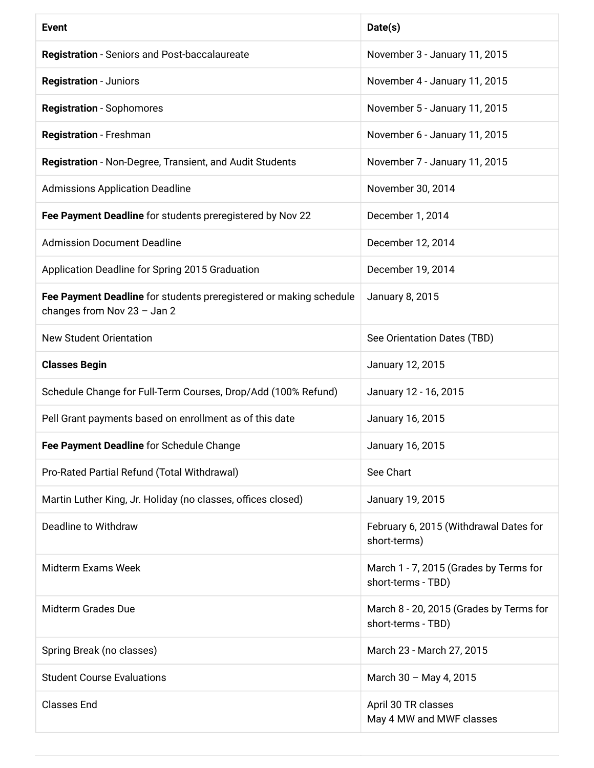| Event | Date(s) |
| --- | --- |
| **Registration** - Seniors and Post-baccalaureate | November 3 - January 11, 2015 |
| **Registration** - Juniors | November 4 - January 11, 2015 |
| **Registration** - Sophomores | November 5 - January 11, 2015 |
| **Registration** - Freshman | November 6 - January 11, 2015 |
| **Registration** - Non-Degree, Transient, and Audit Students | November 7 - January 11, 2015 |
| Admissions Application Deadline | November 30, 2014 |
| **Fee Payment Deadline** for students preregistered by Nov 22 | December 1, 2014 |
| Admission Document Deadline | December 12, 2014 |
| Application Deadline for Spring 2015 Graduation | December 19, 2014 |
| **Fee Payment Deadline** for students preregistered or making schedule changes from Nov 23 – Jan 2 | January 8, 2015 |
| New Student Orientation | See Orientation Dates (TBD) |
| **Classes Begin** | January 12, 2015 |
| Schedule Change for Full-Term Courses, Drop/Add (100% Refund) | January 12 - 16, 2015 |
| Pell Grant payments based on enrollment as of this date | January 16, 2015 |
| **Fee Payment Deadline** for Schedule Change | January 16, 2015 |
| Pro-Rated Partial Refund (Total Withdrawal) | See Chart |
| Martin Luther King, Jr. Holiday (no classes, offices closed) | January 19, 2015 |
| Deadline to Withdraw | February 6, 2015 (Withdrawal Dates for short-terms) |
| Midterm Exams Week | March 1 - 7, 2015 (Grades by Terms for short-terms - TBD) |
| Midterm Grades Due | March 8 - 20, 2015 (Grades by Terms for short-terms - TBD) |
| Spring Break (no classes) | March 23 - March 27, 2015 |
| Student Course Evaluations | March 30 – May 4, 2015 |
| Classes End | April 30 TR classes<br>May 4 MW and MWF classes |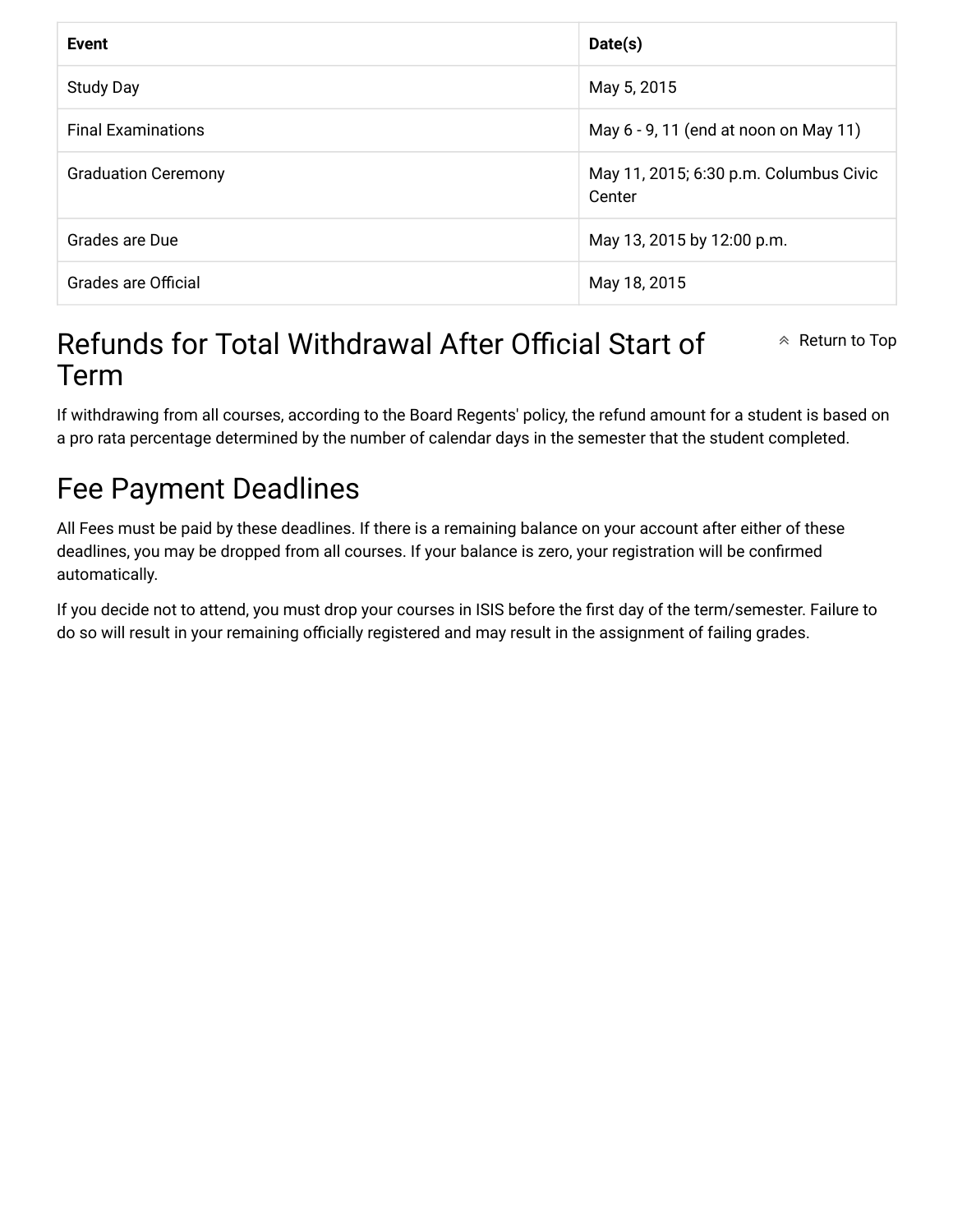| Event | Date(s) |
| --- | --- |
| Study Day | May 5, 2015 |
| Final Examinations | May 6 - 9, 11 (end at noon on May 11) |
| Graduation Ceremony | May 11, 2015; 6:30 p.m. Columbus Civic Center |
| Grades are Due | May 13, 2015 by 12:00 p.m. |
| Grades are Official | May 18, 2015 |

## Refunds for Total Withdrawal After Official Start of Term

If withdrawing from all courses, according to the Board Regents' policy, the refund amount for a student is based on a pro rata percentage determined by the number of calendar days in the semester that the student completed.

## Fee Payment Deadlines

All Fees must be paid by these deadlines. If there is a remaining balance on your account after either of these deadlines, you may be dropped from all courses. If your balance is zero, your registration will be confirmed automatically.

If you decide not to attend, you must drop your courses in ISIS before the first day of the term/semester. Failure to do so will result in your remaining officially registered and may result in the assignment of failing grades.